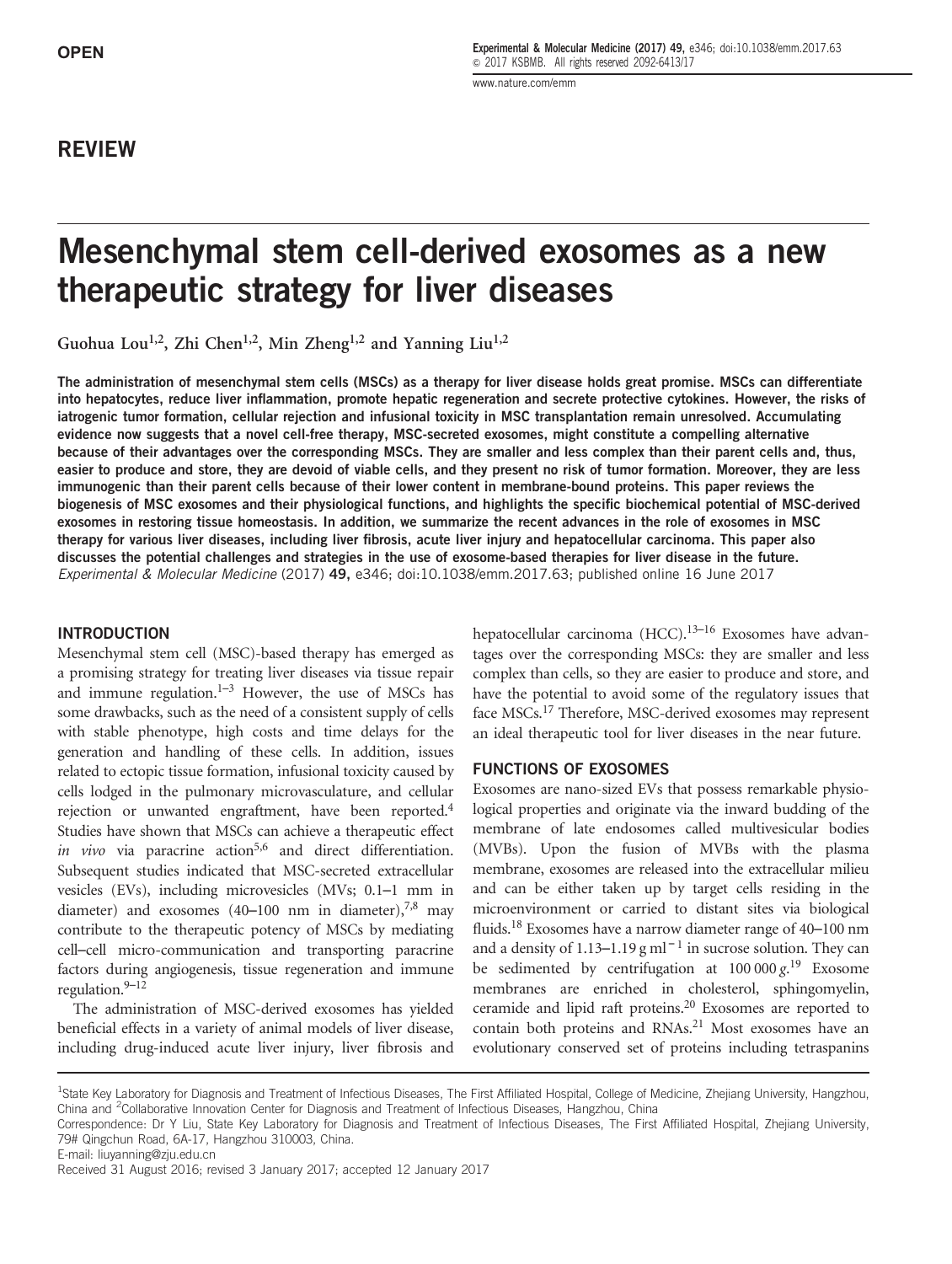OPEN

## REVIEW

# Mesenchymal stem cell-derived exosomes as a new therapeutic strategy for liver diseases

Guohua Lou[1,2], Zhi Chen[1,2], Min Zheng[1,2] and Yanning Liu[1,2]

**The administration of mesenchymal stem cells (MSCs) as a therapy for liver disease holds great promise. MSCs can differentiate into hepatocytes, reduce liver inflammation, promote hepatic regeneration and secrete protective cytokines. However, the risks of iatrogenic tumor formation, cellular rejection and infusional toxicity in MSC transplantation remain unresolved. Accumulating evidence now suggests that a novel cell-free therapy, MSC-secreted exosomes, might constitute a compelling alternative because of their advantages over the corresponding MSCs. They are smaller and less complex than their parent cells and, thus, easier to produce and store, they are devoid of viable cells, and they present no risk of tumor formation. Moreover, they are less immunogenic than their parent cells because of their lower content in membrane-bound proteins. This paper reviews the biogenesis of MSC exosomes and their physiological functions, and highlights the specific biochemical potential of MSC-derived exosomes in restoring tissue homeostasis. In addition, we summarize the recent advances in the role of exosomes in MSC therapy for various liver diseases, including liver fibrosis, acute liver injury and hepatocellular carcinoma. This paper also discusses the potential challenges and strategies in the use of exosome-based therapies for liver disease in the future.**

*Experimental & Molecular Medicine* (2017) **49,** e346; doi:10.1038/emm.2017.63; published online 16 June 2017

## INTRODUCTION

Mesenchymal stem cell (MSC)-based therapy has emerged as a promising strategy for treating liver diseases via tissue repair and immune regulation.[1–3] However, the use of MSCs has some drawbacks, such as the need of a consistent supply of cells with stable phenotype, high costs and time delays for the generation and handling of these cells. In addition, issues related to ectopic tissue formation, infusional toxicity caused by cells lodged in the pulmonary microvasculature, and cellular rejection or unwanted engraftment, have been reported.[4] Studies have shown that MSCs can achieve a therapeutic effect *in vivo* via paracrine action[5,6] and direct differentiation. Subsequent studies indicated that MSC-secreted extracellular vesicles (EVs), including microvesicles (MVs; 0.1–1 mm in diameter) and exosomes (40–100 nm in diameter),[7,8] may contribute to the therapeutic potency of MSCs by mediating cell–cell micro-communication and transporting paracrine factors during angiogenesis, tissue regeneration and immune regulation.[9–12]

The administration of MSC-derived exosomes has yielded beneficial effects in a variety of animal models of liver disease, including drug-induced acute liver injury, liver fibrosis and hepatocellular carcinoma (HCC).[13–16] Exosomes have advantages over the corresponding MSCs: they are smaller and less complex than cells, so they are easier to produce and store, and have the potential to avoid some of the regulatory issues that face MSCs.[17] Therefore, MSC-derived exosomes may represent an ideal therapeutic tool for liver diseases in the near future.

## FUNCTIONS OF EXOSOMES

Exosomes are nano-sized EVs that possess remarkable physiological properties and originate via the inward budding of the membrane of late endosomes called multivesicular bodies (MVBs). Upon the fusion of MVBs with the plasma membrane, exosomes are released into the extracellular milieu and can be either taken up by target cells residing in the microenvironment or carried to distant sites via biological fluids.[18] Exosomes have a narrow diameter range of 40–100 nm and a density of 1.13–1.19 $g\,ml^{-1}$ in sucrose solution. They can be sedimented by centrifugation at 100 000 $g$.[19] Exosome membranes are enriched in cholesterol, sphingomyelin, ceramide and lipid raft proteins.[20] Exosomes are reported to contain both proteins and RNAs.[21] Most exosomes have an evolutionary conserved set of proteins including tetraspanins

[1]State Key Laboratory for Diagnosis and Treatment of Infectious Diseases, The First Affiliated Hospital, College of Medicine, Zhejiang University, Hangzhou, China and [2]Collaborative Innovation Center for Diagnosis and Treatment of Infectious Diseases, Hangzhou, China

Correspondence: Dr Y Liu, State Key Laboratory for Diagnosis and Treatment of Infectious Diseases, The First Affiliated Hospital, Zhejiang University, 79# Qingchun Road, 6A-17, Hangzhou 310003, China.

E-mail: liuyanning@zju.edu.cn

Received 31 August 2016; revised 3 January 2017; accepted 12 January 2017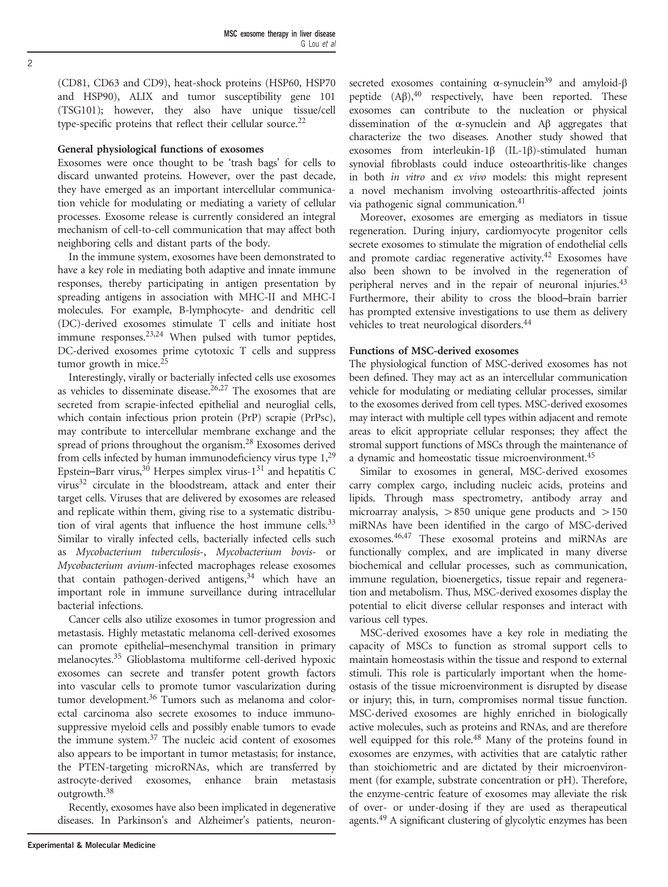(CD81, CD63 and CD9), heat-shock proteins (HSP60, HSP70 and HSP90), ALIX and tumor susceptibility gene 101 (TSG101); however, they also have unique tissue/cell type-specific proteins that reflect their cellular source.[22]

### General physiological functions of exosomes

Exosomes were once thought to be 'trash bags' for cells to discard unwanted proteins. However, over the past decade, they have emerged as an important intercellular communication vehicle for modulating or mediating a variety of cellular processes. Exosome release is currently considered an integral mechanism of cell-to-cell communication that may affect both neighboring cells and distant parts of the body.

In the immune system, exosomes have been demonstrated to have a key role in mediating both adaptive and innate immune responses, thereby participating in antigen presentation by spreading antigens in association with MHC-II and MHC-I molecules. For example, B-lymphocyte- and dendritic cell (DC)-derived exosomes stimulate T cells and initiate host immune responses.[23,24] When pulsed with tumor peptides, DC-derived exosomes prime cytotoxic T cells and suppress tumor growth in mice.[25]

Interestingly, virally or bacterially infected cells use exosomes as vehicles to disseminate disease.[26,27] The exosomes that are secreted from scrapie-infected epithelial and neuroglial cells, which contain infectious prion protein (PrP) scrapie (PrPsc), may contribute to intercellular membrane exchange and the spread of prions throughout the organism.[28] Exosomes derived from cells infected by human immunodeficiency virus type 1,[29] Epstein–Barr virus,[30] Herpes simplex virus-1[31] and hepatitis C virus[32] circulate in the bloodstream, attack and enter their target cells. Viruses that are delivered by exosomes are released and replicate within them, giving rise to a systematic distribution of viral agents that influence the host immune cells.[33] Similar to virally infected cells, bacterially infected cells such as *Mycobacterium tuberculosis*-, *Mycobacterium bovis*- or *Mycobacterium avium*-infected macrophages release exosomes that contain pathogen-derived antigens,[34] which have an important role in immune surveillance during intracellular bacterial infections.

Cancer cells also utilize exosomes in tumor progression and metastasis. Highly metastatic melanoma cell-derived exosomes can promote epithelial–mesenchymal transition in primary melanocytes.[35] Glioblastoma multiforme cell-derived hypoxic exosomes can secrete and transfer potent growth factors into vascular cells to promote tumor vascularization during tumor development.[36] Tumors such as melanoma and colorectal carcinoma also secrete exosomes to induce immunosuppressive myeloid cells and possibly enable tumors to evade the immune system.[37] The nucleic acid content of exosomes also appears to be important in tumor metastasis; for instance, the PTEN-targeting microRNAs, which are transferred by astrocyte-derived exosomes, enhance brain metastasis outgrowth.[38]

Recently, exosomes have also been implicated in degenerative diseases. In Parkinson's and Alzheimer's patients, neuron-secreted exosomes containing α-synuclein[39] and amyloid-β peptide (Aβ),[40] respectively, have been reported. These exosomes can contribute to the nucleation or physical dissemination of the α-synuclein and Aβ aggregates that characterize the two diseases. Another study showed that exosomes from interleukin-1β (IL-1β)-stimulated human synovial fibroblasts could induce osteoarthritis-like changes in both *in vitro* and *ex vivo* models: this might represent a novel mechanism involving osteoarthritis-affected joints via pathogenic signal communication.[41]

Moreover, exosomes are emerging as mediators in tissue regeneration. During injury, cardiomyocyte progenitor cells secrete exosomes to stimulate the migration of endothelial cells and promote cardiac regenerative activity.[42] Exosomes have also been shown to be involved in the regeneration of peripheral nerves and in the repair of neuronal injuries.[43] Furthermore, their ability to cross the blood–brain barrier has prompted extensive investigations to use them as delivery vehicles to treat neurological disorders.[44]

### Functions of MSC-derived exosomes

The physiological function of MSC-derived exosomes has not been defined. They may act as an intercellular communication vehicle for modulating or mediating cellular processes, similar to the exosomes derived from cell types. MSC-derived exosomes may interact with multiple cell types within adjacent and remote areas to elicit appropriate cellular responses; they affect the stromal support functions of MSCs through the maintenance of a dynamic and homeostatic tissue microenvironment.[45]

Similar to exosomes in general, MSC-derived exosomes carry complex cargo, including nucleic acids, proteins and lipids. Through mass spectrometry, antibody array and microarray analysis, >850 unique gene products and >150 miRNAs have been identified in the cargo of MSC-derived exosomes.[46,47] These exosomal proteins and miRNAs are functionally complex, and are implicated in many diverse biochemical and cellular processes, such as communication, immune regulation, bioenergetics, tissue repair and regeneration and metabolism. Thus, MSC-derived exosomes display the potential to elicit diverse cellular responses and interact with various cell types.

MSC-derived exosomes have a key role in mediating the capacity of MSCs to function as stromal support cells to maintain homeostasis within the tissue and respond to external stimuli. This role is particularly important when the homeostasis of the tissue microenvironment is disrupted by disease or injury; this, in turn, compromises normal tissue function. MSC-derived exosomes are highly enriched in biologically active molecules, such as proteins and RNAs, and are therefore well equipped for this role.[48] Many of the proteins found in exosomes are enzymes, with activities that are catalytic rather than stoichiometric and are dictated by their microenvironment (for example, substrate concentration or pH). Therefore, the enzyme-centric feature of exosomes may alleviate the risk of over- or under-dosing if they are used as therapeutical agents.[49] A significant clustering of glycolytic enzymes has been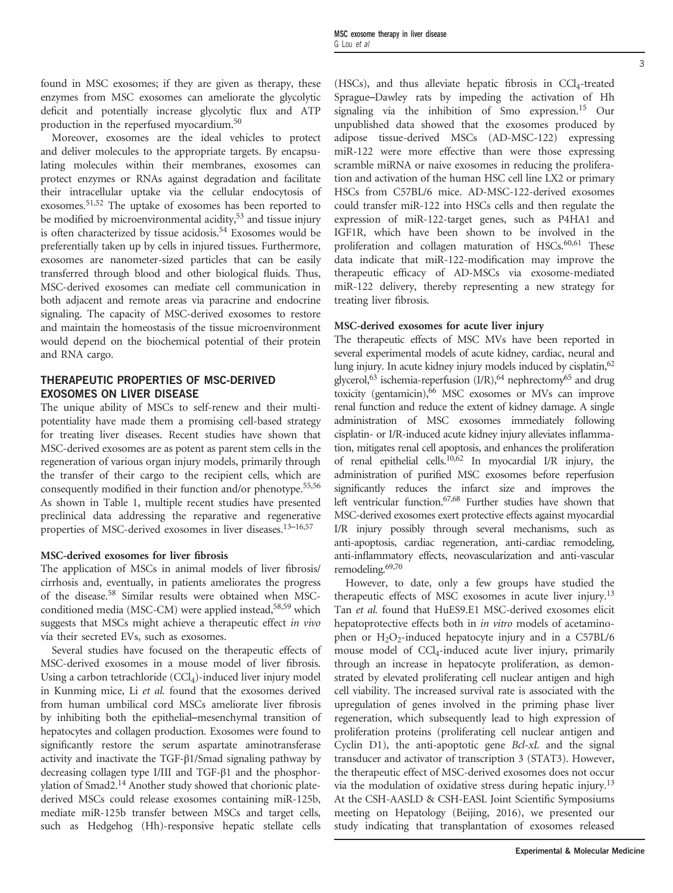found in MSC exosomes; if they are given as therapy, these enzymes from MSC exosomes can ameliorate the glycolytic deficit and potentially increase glycolytic flux and ATP production in the reperfused myocardium.[50]

Moreover, exosomes are the ideal vehicles to protect and deliver molecules to the appropriate targets. By encapsulating molecules within their membranes, exosomes can protect enzymes or RNAs against degradation and facilitate their intracellular uptake via the cellular endocytosis of exosomes.[51,52] The uptake of exosomes has been reported to be modified by microenvironmental acidity,[53] and tissue injury is often characterized by tissue acidosis.[54] Exosomes would be preferentially taken up by cells in injured tissues. Furthermore, exosomes are nanometer-sized particles that can be easily transferred through blood and other biological fluids. Thus, MSC-derived exosomes can mediate cell communication in both adjacent and remote areas via paracrine and endocrine signaling. The capacity of MSC-derived exosomes to restore and maintain the homeostasis of the tissue microenvironment would depend on the biochemical potential of their protein and RNA cargo.

## THERAPEUTIC PROPERTIES OF MSC-DERIVED EXOSOMES ON LIVER DISEASE

The unique ability of MSCs to self-renew and their multipotentiality have made them a promising cell-based strategy for treating liver diseases. Recent studies have shown that MSC-derived exosomes are as potent as parent stem cells in the regeneration of various organ injury models, primarily through the transfer of their cargo to the recipient cells, which are consequently modified in their function and/or phenotype.[55,56] As shown in Table 1, multiple recent studies have presented preclinical data addressing the reparative and regenerative properties of MSC-derived exosomes in liver diseases.[13–16,57]

### MSC-derived exosomes for liver fibrosis

The application of MSCs in animal models of liver fibrosis/cirrhosis and, eventually, in patients ameliorates the progress of the disease.[58] Similar results were obtained when MSC-conditioned media (MSC-CM) were applied instead,[58,59] which suggests that MSCs might achieve a therapeutic effect *in vivo* via their secreted EVs, such as exosomes.

Several studies have focused on the therapeutic effects of MSC-derived exosomes in a mouse model of liver fibrosis. Using a carbon tetrachloride ($CCl_4$)-induced liver injury model in Kunming mice, Li *et al.* found that the exosomes derived from human umbilical cord MSCs ameliorate liver fibrosis by inhibiting both the epithelial–mesenchymal transition of hepatocytes and collagen production. Exosomes were found to significantly restore the serum aspartate aminotransferase activity and inactivate the TGF-β1/Smad signaling pathway by decreasing collagen type I/III and TGF-β1 and the phosphorylation of Smad2.[14] Another study showed that chorionic plate-derived MSCs could release exosomes containing miR-125b, mediate miR-125b transfer between MSCs and target cells, such as Hedgehog (Hh)-responsive hepatic stellate cells (HSCs), and thus alleviate hepatic fibrosis in $CCl_4$-treated Sprague–Dawley rats by impeding the activation of Hh signaling via the inhibition of Smo expression.[15] Our unpublished data showed that the exosomes produced by adipose tissue-derived MSCs (AD-MSC-122) expressing miR-122 were more effective than were those expressing scramble miRNA or naive exosomes in reducing the proliferation and activation of the human HSC cell line LX2 or primary HSCs from C57BL/6 mice. AD-MSC-122-derived exosomes could transfer miR-122 into HSCs cells and then regulate the expression of miR-122-target genes, such as P4HA1 and IGF1R, which have been shown to be involved in the proliferation and collagen maturation of HSCs.[60,61] These data indicate that miR-122-modification may improve the therapeutic efficacy of AD-MSCs via exosome-mediated miR-122 delivery, thereby representing a new strategy for treating liver fibrosis.

### MSC-derived exosomes for acute liver injury

The therapeutic effects of MSC MVs have been reported in several experimental models of acute kidney, cardiac, neural and lung injury. In acute kidney injury models induced by cisplatin,[62] glycerol,[63] ischemia-reperfusion (I/R),[64] nephrectomy[65] and drug toxicity (gentamicin),[66] MSC exosomes or MVs can improve renal function and reduce the extent of kidney damage. A single administration of MSC exosomes immediately following cisplatin- or I/R-induced acute kidney injury alleviates inflammation, mitigates renal cell apoptosis, and enhances the proliferation of renal epithelial cells.[10,62] In myocardial I/R injury, the administration of purified MSC exosomes before reperfusion significantly reduces the infarct size and improves the left ventricular function.[67,68] Further studies have shown that MSC-derived exosomes exert protective effects against myocardial I/R injury possibly through several mechanisms, such as anti-apoptosis, cardiac regeneration, anti-cardiac remodeling, anti-inflammatory effects, neovascularization and anti-vascular remodeling.[69,70]

However, to date, only a few groups have studied the therapeutic effects of MSC exosomes in acute liver injury.[13] Tan *et al.* found that HuES9.E1 MSC-derived exosomes elicit hepatoprotective effects both in *in vitro* models of acetaminophen or $H_2O_2$-induced hepatocyte injury and in a C57BL/6 mouse model of $CCl_4$-induced acute liver injury, primarily through an increase in hepatocyte proliferation, as demonstrated by elevated proliferating cell nuclear antigen and high cell viability. The increased survival rate is associated with the upregulation of genes involved in the priming phase liver regeneration, which subsequently lead to high expression of proliferation proteins (proliferating cell nuclear antigen and Cyclin D1), the anti-apoptotic gene *Bcl-xL* and the signal transducer and activator of transcription 3 (STAT3). However, the therapeutic effect of MSC-derived exosomes does not occur via the modulation of oxidative stress during hepatic injury.[13] At the CSH-AASLD & CSH-EASL Joint Scientific Symposiums meeting on Hepatology (Beijing, 2016), we presented our study indicating that transplantation of exosomes released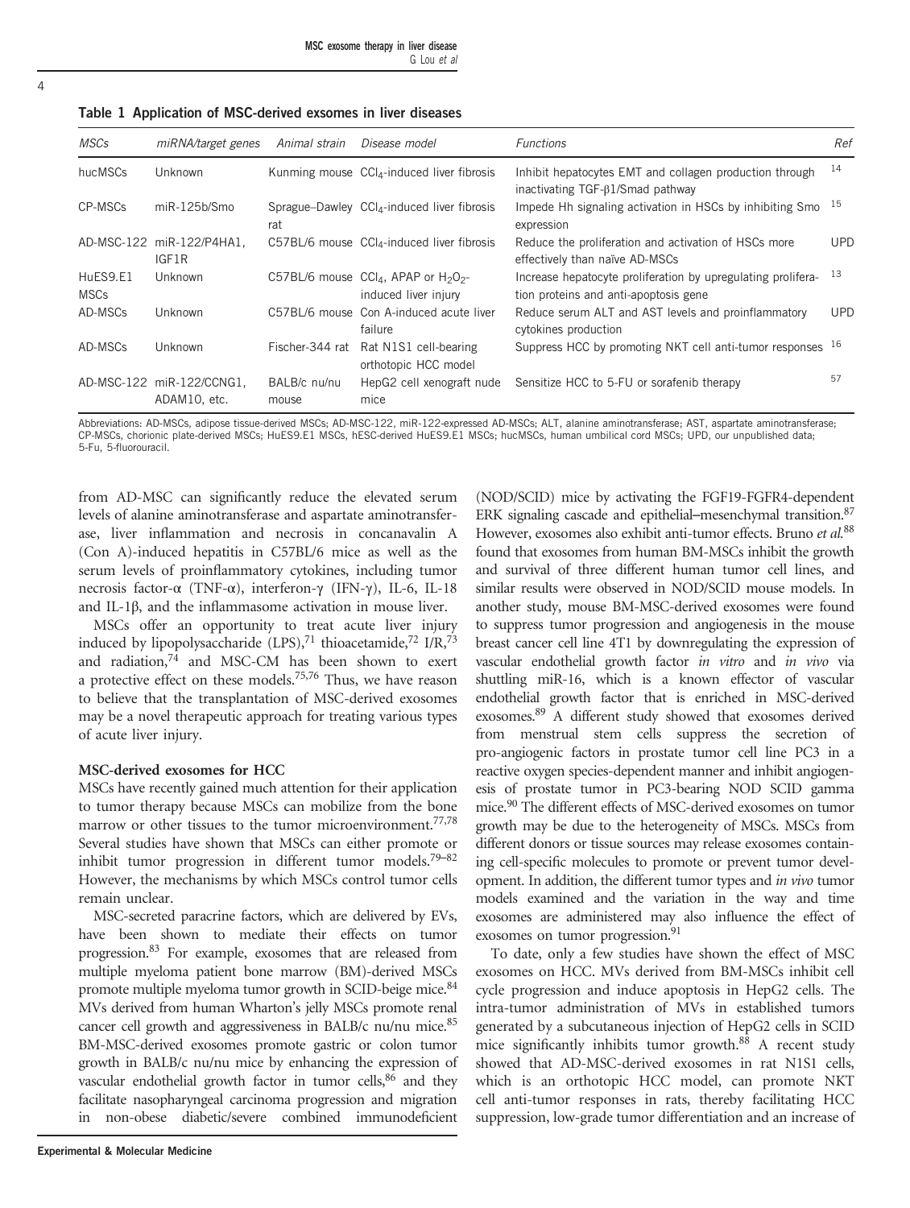Table 1 Application of MSC-derived exsomes in liver diseases

| *MSCs* | *miRNA/target genes* | *Animal strain* | *Disease model* | *Functions* | *Ref* |
|---|---|---|---|---|---|
| hucMSCs | Unknown | Kunming mouse | $CCl_4$-induced liver fibrosis | Inhibit hepatocytes EMT and collagen production through inactivating TGF-β1/Smad pathway | 14 |
| CP-MSCs | miR-125b/Smo | Sprague–Dawley rat | $CCl_4$-induced liver fibrosis | Impede Hh signaling activation in HSCs by inhibiting Smo expression | 15 |
| AD-MSC-122 | miR-122/P4HA1, IGF1R | C57BL/6 mouse | $CCl_4$-induced liver fibrosis | Reduce the proliferation and activation of HSCs more effectively than naïve AD-MSCs | UPD |
| HuES9.E1 MSCs | Unknown | C57BL/6 mouse | $CCl_4$, APAP or $H_2O_2$-induced liver injury | Increase hepatocyte proliferation by upregulating prolifera-tion proteins and anti-apoptosis gene | 13 |
| AD-MSCs | Unknown | C57BL/6 mouse | Con A-induced acute liver failure | Reduce serum ALT and AST levels and proinflammatory cytokines production | UPD |
| AD-MSCs | Unknown | Fischer-344 rat | Rat N1S1 cell-bearing orthotopic HCC model | Suppress HCC by promoting NKT cell anti-tumor responses | 16 |
| AD-MSC-122 | miR-122/CCNG1, ADAM10, etc. | BALB/c nu/nu mouse | HepG2 cell xenograft nude mice | Sensitize HCC to 5-FU or sorafenib therapy | 57 |

Abbreviations: AD-MSCs, adipose tissue-derived MSCs; AD-MSC-122, miR-122-expressed AD-MSCs; ALT, alanine aminotransferase; AST, aspartate aminotransferase; CP-MSCs, chorionic plate-derived MSCs; HuES9.E1 MSCs, hESC-derived HuES9.E1 MSCs; hucMSCs, human umbilical cord MSCs; UPD, our unpublished data; 5-Fu, 5-fluorouracil.

from AD-MSC can significantly reduce the elevated serum levels of alanine aminotransferase and aspartate aminotransferase, liver inflammation and necrosis in concanavalin A (Con A)-induced hepatitis in C57BL/6 mice as well as the serum levels of proinflammatory cytokines, including tumor necrosis factor-α (TNF-α), interferon-γ (IFN-γ), IL-6, IL-18 and IL-1β, and the inflammasome activation in mouse liver.

MSCs offer an opportunity to treat acute liver injury induced by lipopolysaccharide (LPS),[71] thioacetamide,[72] I/R,[73] and radiation,[74] and MSC-CM has been shown to exert a protective effect on these models.[75,76] Thus, we have reason to believe that the transplantation of MSC-derived exosomes may be a novel therapeutic approach for treating various types of acute liver injury.

### MSC-derived exosomes for HCC

MSCs have recently gained much attention for their application to tumor therapy because MSCs can mobilize from the bone marrow or other tissues to the tumor microenvironment.[77,78] Several studies have shown that MSCs can either promote or inhibit tumor progression in different tumor models.[79–82] However, the mechanisms by which MSCs control tumor cells remain unclear.

MSC-secreted paracrine factors, which are delivered by EVs, have been shown to mediate their effects on tumor progression.[83] For example, exosomes that are released from multiple myeloma patient bone marrow (BM)-derived MSCs promote multiple myeloma tumor growth in SCID-beige mice.[84] MVs derived from human Wharton's jelly MSCs promote renal cancer cell growth and aggressiveness in BALB/c nu/nu mice.[85] BM-MSC-derived exosomes promote gastric or colon tumor growth in BALB/c nu/nu mice by enhancing the expression of vascular endothelial growth factor in tumor cells,[86] and they facilitate nasopharyngeal carcinoma progression and migration in non-obese diabetic/severe combined immunodeficient (NOD/SCID) mice by activating the FGF19-FGFR4-dependent ERK signaling cascade and epithelial–mesenchymal transition.[87] However, exosomes also exhibit anti-tumor effects. Bruno *et al.*[88] found that exosomes from human BM-MSCs inhibit the growth and survival of three different human tumor cell lines, and similar results were observed in NOD/SCID mouse models. In another study, mouse BM-MSC-derived exosomes were found to suppress tumor progression and angiogenesis in the mouse breast cancer cell line 4T1 by downregulating the expression of vascular endothelial growth factor *in vitro* and *in vivo* via shuttling miR-16, which is a known effector of vascular endothelial growth factor that is enriched in MSC-derived exosomes.[89] A different study showed that exosomes derived from menstrual stem cells suppress the secretion of pro-angiogenic factors in prostate tumor cell line PC3 in a reactive oxygen species-dependent manner and inhibit angiogenesis of prostate tumor in PC3-bearing NOD SCID gamma mice.[90] The different effects of MSC-derived exosomes on tumor growth may be due to the heterogeneity of MSCs. MSCs from different donors or tissue sources may release exosomes containing cell-specific molecules to promote or prevent tumor development. In addition, the different tumor types and *in vivo* tumor models examined and the variation in the way and time exosomes are administered may also influence the effect of exosomes on tumor progression.[91]

To date, only a few studies have shown the effect of MSC exosomes on HCC. MVs derived from BM-MSCs inhibit cell cycle progression and induce apoptosis in HepG2 cells. The intra-tumor administration of MVs in established tumors generated by a subcutaneous injection of HepG2 cells in SCID mice significantly inhibits tumor growth.[88] A recent study showed that AD-MSC-derived exosomes in rat N1S1 cells, which is an orthotopic HCC model, can promote NKT cell anti-tumor responses in rats, thereby facilitating HCC suppression, low-grade tumor differentiation and an increase of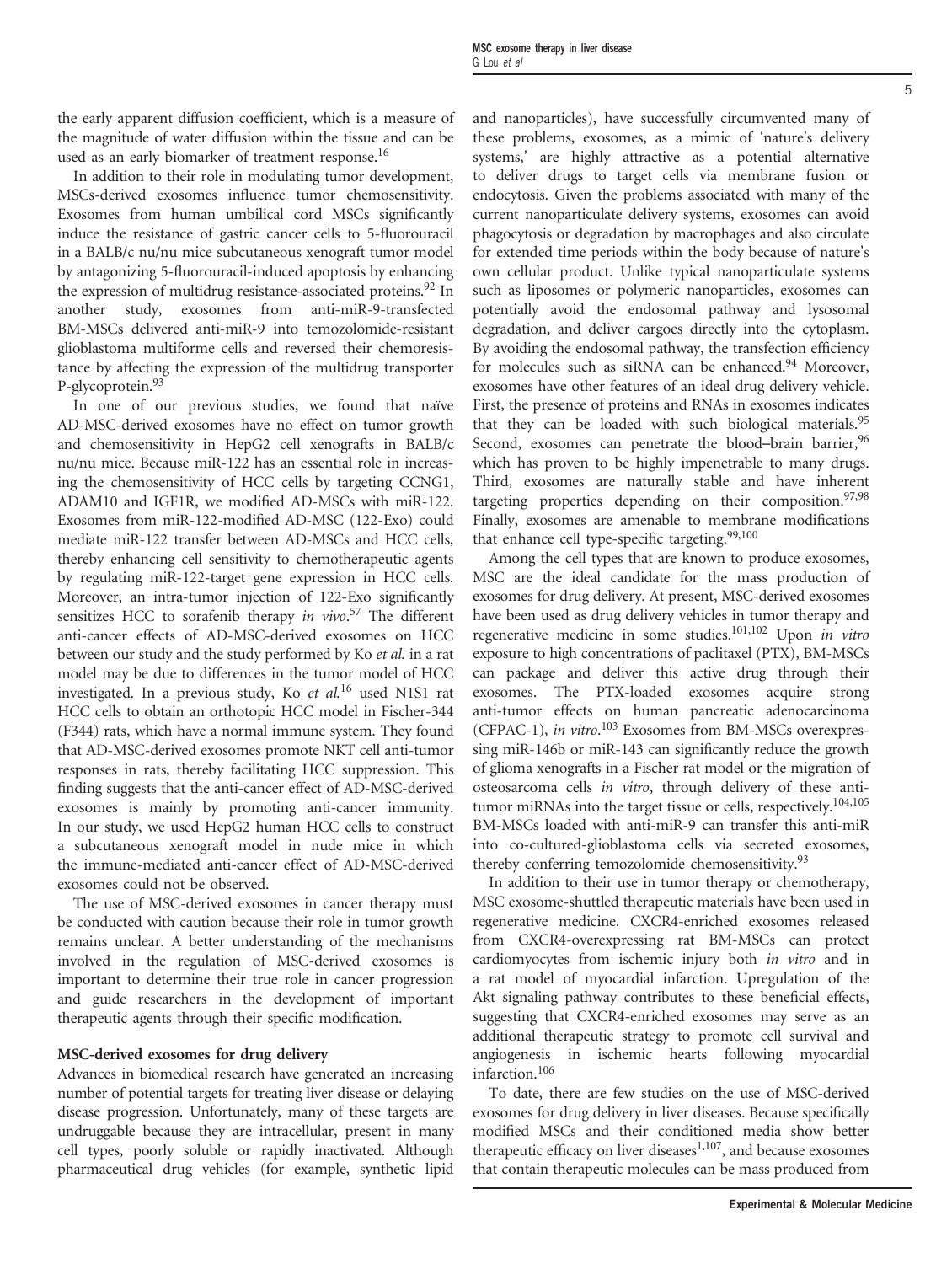the early apparent diffusion coefficient, which is a measure of the magnitude of water diffusion within the tissue and can be used as an early biomarker of treatment response.[16]

In addition to their role in modulating tumor development, MSCs-derived exosomes influence tumor chemosensitivity. Exosomes from human umbilical cord MSCs significantly induce the resistance of gastric cancer cells to 5-fluorouracil in a BALB/c nu/nu mice subcutaneous xenograft tumor model by antagonizing 5-fluorouracil-induced apoptosis by enhancing the expression of multidrug resistance-associated proteins.[92] In another study, exosomes from anti-miR-9-transfected BM-MSCs delivered anti-miR-9 into temozolomide-resistant glioblastoma multiforme cells and reversed their chemoresistance by affecting the expression of the multidrug transporter P-glycoprotein.[93]

In one of our previous studies, we found that naïve AD-MSC-derived exosomes have no effect on tumor growth and chemosensitivity in HepG2 cell xenografts in BALB/c nu/nu mice. Because miR-122 has an essential role in increasing the chemosensitivity of HCC cells by targeting CCNG1, ADAM10 and IGF1R, we modified AD-MSCs with miR-122. Exosomes from miR-122-modified AD-MSC (122-Exo) could mediate miR-122 transfer between AD-MSCs and HCC cells, thereby enhancing cell sensitivity to chemotherapeutic agents by regulating miR-122-target gene expression in HCC cells. Moreover, an intra-tumor injection of 122-Exo significantly sensitizes HCC to sorafenib therapy *in vivo*.[57] The different anti-cancer effects of AD-MSC-derived exosomes on HCC between our study and the study performed by Ko *et al.* in a rat model may be due to differences in the tumor model of HCC investigated. In a previous study, Ko *et al.*[16] used N1S1 rat HCC cells to obtain an orthotopic HCC model in Fischer-344 (F344) rats, which have a normal immune system. They found that AD-MSC-derived exosomes promote NKT cell anti-tumor responses in rats, thereby facilitating HCC suppression. This finding suggests that the anti-cancer effect of AD-MSC-derived exosomes is mainly by promoting anti-cancer immunity. In our study, we used HepG2 human HCC cells to construct a subcutaneous xenograft model in nude mice in which the immune-mediated anti-cancer effect of AD-MSC-derived exosomes could not be observed.

The use of MSC-derived exosomes in cancer therapy must be conducted with caution because their role in tumor growth remains unclear. A better understanding of the mechanisms involved in the regulation of MSC-derived exosomes is important to determine their true role in cancer progression and guide researchers in the development of important therapeutic agents through their specific modification.

### MSC-derived exosomes for drug delivery

Advances in biomedical research have generated an increasing number of potential targets for treating liver disease or delaying disease progression. Unfortunately, many of these targets are undruggable because they are intracellular, present in many cell types, poorly soluble or rapidly inactivated. Although pharmaceutical drug vehicles (for example, synthetic lipid and nanoparticles), have successfully circumvented many of these problems, exosomes, as a mimic of 'nature's delivery systems,' are highly attractive as a potential alternative to deliver drugs to target cells via membrane fusion or endocytosis. Given the problems associated with many of the current nanoparticulate delivery systems, exosomes can avoid phagocytosis or degradation by macrophages and also circulate for extended time periods within the body because of nature's own cellular product. Unlike typical nanoparticulate systems such as liposomes or polymeric nanoparticles, exosomes can potentially avoid the endosomal pathway and lysosomal degradation, and deliver cargoes directly into the cytoplasm. By avoiding the endosomal pathway, the transfection efficiency for molecules such as siRNA can be enhanced.[94] Moreover, exosomes have other features of an ideal drug delivery vehicle. First, the presence of proteins and RNAs in exosomes indicates that they can be loaded with such biological materials.[95] Second, exosomes can penetrate the blood–brain barrier,[96] which has proven to be highly impenetrable to many drugs. Third, exosomes are naturally stable and have inherent targeting properties depending on their composition.[97,98] Finally, exosomes are amenable to membrane modifications that enhance cell type-specific targeting.[99,100]

Among the cell types that are known to produce exosomes, MSC are the ideal candidate for the mass production of exosomes for drug delivery. At present, MSC-derived exosomes have been used as drug delivery vehicles in tumor therapy and regenerative medicine in some studies.[101,102] Upon *in vitro* exposure to high concentrations of paclitaxel (PTX), BM-MSCs can package and deliver this active drug through their exosomes. The PTX-loaded exosomes acquire strong anti-tumor effects on human pancreatic adenocarcinoma (CFPAC-1), *in vitro*.[103] Exosomes from BM-MSCs overexpressing miR-146b or miR-143 can significantly reduce the growth of glioma xenografts in a Fischer rat model or the migration of osteosarcoma cells *in vitro*, through delivery of these anti-tumor miRNAs into the target tissue or cells, respectively.[104,105] BM-MSCs loaded with anti-miR-9 can transfer this anti-miR into co-cultured-glioblastoma cells via secreted exosomes, thereby conferring temozolomide chemosensitivity.[93]

In addition to their use in tumor therapy or chemotherapy, MSC exosome-shuttled therapeutic materials have been used in regenerative medicine. CXCR4-enriched exosomes released from CXCR4-overexpressing rat BM-MSCs can protect cardiomyocytes from ischemic injury both *in vitro* and in a rat model of myocardial infarction. Upregulation of the Akt signaling pathway contributes to these beneficial effects, suggesting that CXCR4-enriched exosomes may serve as an additional therapeutic strategy to promote cell survival and angiogenesis in ischemic hearts following myocardial infarction.[106]

To date, there are few studies on the use of MSC-derived exosomes for drug delivery in liver diseases. Because specifically modified MSCs and their conditioned media show better therapeutic efficacy on liver diseases[1,107], and because exosomes that contain therapeutic molecules can be mass produced from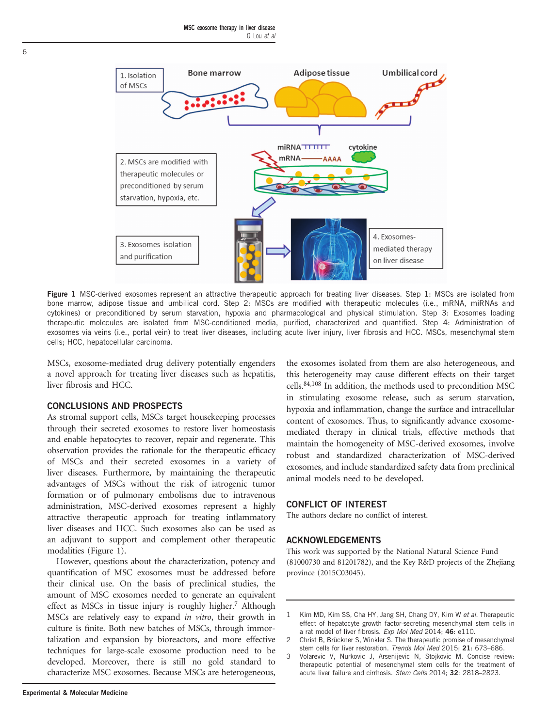1. Isolation of MSCs

Bone marrow

Adipose tissue

Umbilical cord

2. MSCs are modified with therapeutic molecules or preconditioned by serum starvation, hypoxia, etc.

miRNA

mRNA

AAAA

cytokine

3. Exosomes isolation and purification

4. Exosomes-mediated therapy on liver disease

**Figure 1** MSC-derived exosomes represent an attractive therapeutic approach for treating liver diseases. Step 1: MSCs are isolated from bone marrow, adipose tissue and umbilical cord. Step 2: MSCs are modified with therapeutic molecules (i.e., mRNA, miRNAs and cytokines) or preconditioned by serum starvation, hypoxia and pharmacological and physical stimulation. Step 3: Exosomes loading therapeutic molecules are isolated from MSC-conditioned media, purified, characterized and quantified. Step 4: Administration of exosomes via veins (i.e., portal vein) to treat liver diseases, including acute liver injury, liver fibrosis and HCC. MSCs, mesenchymal stem cells; HCC, hepatocellular carcinoma.

MSCs, exosome-mediated drug delivery potentially engenders a novel approach for treating liver diseases such as hepatitis, liver fibrosis and HCC.

## CONCLUSIONS AND PROSPECTS

As stromal support cells, MSCs target housekeeping processes through their secreted exosomes to restore liver homeostasis and enable hepatocytes to recover, repair and regenerate. This observation provides the rationale for the therapeutic efficacy of MSCs and their secreted exosomes in a variety of liver diseases. Furthermore, by maintaining the therapeutic advantages of MSCs without the risk of iatrogenic tumor formation or of pulmonary embolisms due to intravenous administration, MSC-derived exosomes represent a highly attractive therapeutic approach for treating inflammatory liver diseases and HCC. Such exosomes also can be used as an adjuvant to support and complement other therapeutic modalities (Figure 1).

However, questions about the characterization, potency and quantification of MSC exosomes must be addressed before their clinical use. On the basis of preclinical studies, the amount of MSC exosomes needed to generate an equivalent effect as MSCs in tissue injury is roughly higher.[7] Although MSCs are relatively easy to expand *in vitro*, their growth in culture is finite. Both new batches of MSCs, through immortalization and expansion by bioreactors, and more effective techniques for large-scale exosome production need to be developed. Moreover, there is still no gold standard to characterize MSC exosomes. Because MSCs are heterogeneous, the exosomes isolated from them are also heterogeneous, and this heterogeneity may cause different effects on their target cells.[84,108] In addition, the methods used to precondition MSC in stimulating exosome release, such as serum starvation, hypoxia and inflammation, change the surface and intracellular content of exosomes. Thus, to significantly advance exosome-mediated therapy in clinical trials, effective methods that maintain the homogeneity of MSC-derived exosomes, involve robust and standardized characterization of MSC-derived exosomes, and include standardized safety data from preclinical animal models need to be developed.

## CONFLICT OF INTEREST

The authors declare no conflict of interest.

## ACKNOWLEDGEMENTS

This work was supported by the National Natural Science Fund (81000730 and 81201782), and the Key R&D projects of the Zhejiang province (2015C03045).

1. Kim MD, Kim SS, Cha HY, Jang SH, Chang DY, Kim W *et al.* Therapeutic effect of hepatocyte growth factor-secreting mesenchymal stem cells in a rat model of liver fibrosis. *Exp Mol Med* 2014; **46**: e110.
2. Christ B, Brückner S, Winkler S. The therapeutic promise of mesenchymal stem cells for liver restoration. *Trends Mol Med* 2015; **21**: 673–686.
3. Volarevic V, Nurkovic J, Arsenijevic N, Stojkovic M. Concise review: therapeutic potential of mesenchymal stem cells for the treatment of acute liver failure and cirrhosis. *Stem Cells* 2014; **32**: 2818–2823.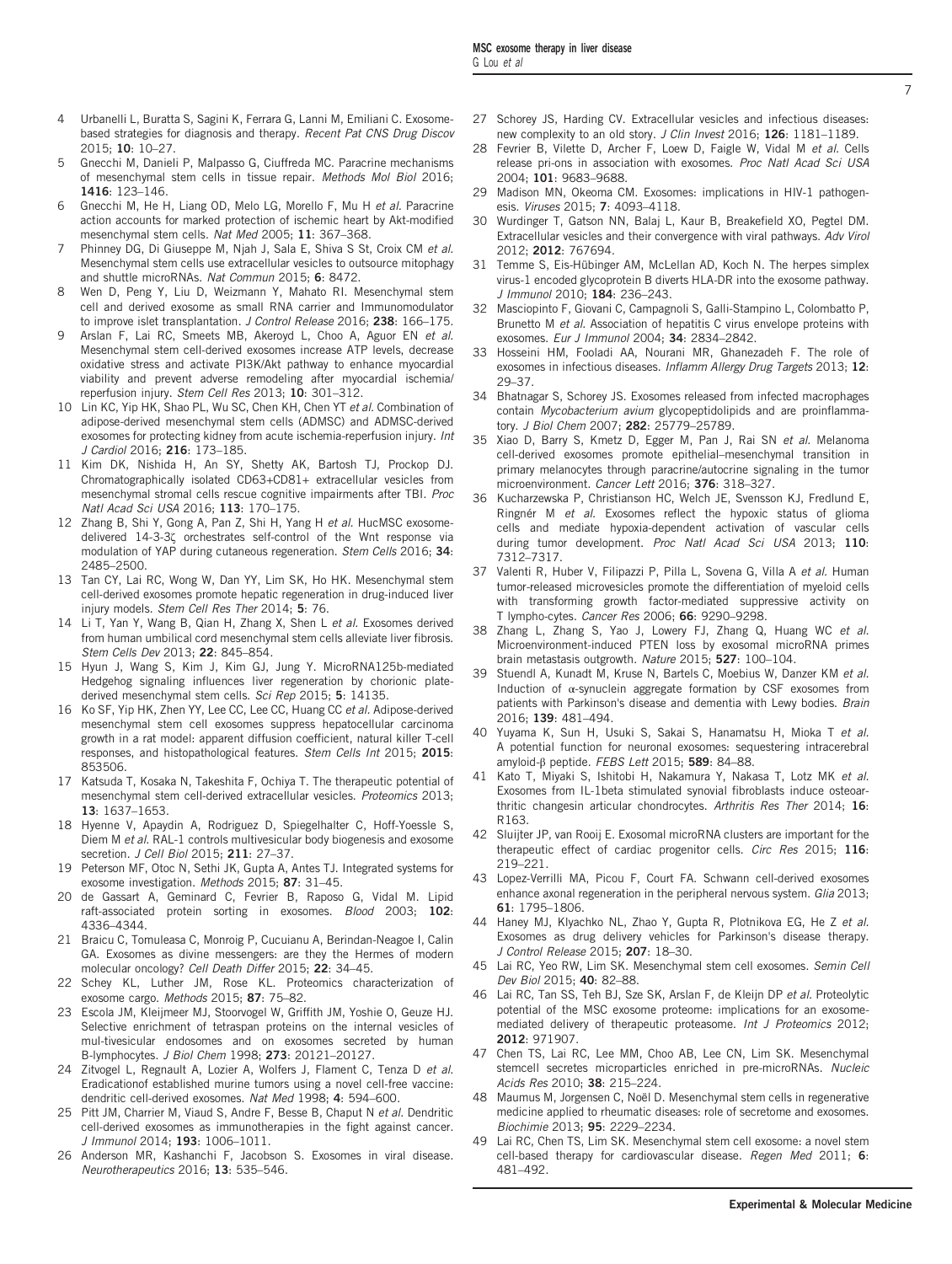4 Urbanelli L, Buratta S, Sagini K, Ferrara G, Lanni M, Emiliani C. Exosome-based strategies for diagnosis and therapy. *Recent Pat CNS Drug Discov* 2015; **10**: 10–27.

5 Gnecchi M, Danieli P, Malpasso G, Ciuffreda MC. Paracrine mechanisms of mesenchymal stem cells in tissue repair. *Methods Mol Biol* 2016; **1416**: 123–146.

6 Gnecchi M, He H, Liang OD, Melo LG, Morello F, Mu H *et al.* Paracrine action accounts for marked protection of ischemic heart by Akt-modified mesenchymal stem cells. *Nat Med* 2005; **11**: 367–368.

7 Phinney DG, Di Giuseppe M, Njah J, Sala E, Shiva S St, Croix CM *et al.* Mesenchymal stem cells use extracellular vesicles to outsource mitophagy and shuttle microRNAs. *Nat Commun* 2015; **6**: 8472.

8 Wen D, Peng Y, Liu D, Weizmann Y, Mahato RI. Mesenchymal stem cell and derived exosome as small RNA carrier and Immunomodulator to improve islet transplantation. *J Control Release* 2016; **238**: 166–175.

9 Arslan F, Lai RC, Smeets MB, Akeroyd L, Choo A, Aguor EN *et al.* Mesenchymal stem cell-derived exosomes increase ATP levels, decrease oxidative stress and activate PI3K/Akt pathway to enhance myocardial viability and prevent adverse remodeling after myocardial ischemia/reperfusion injury. *Stem Cell Res* 2013; **10**: 301–312.

10 Lin KC, Yip HK, Shao PL, Wu SC, Chen KH, Chen YT *et al.* Combination of adipose-derived mesenchymal stem cells (ADMSC) and ADMSC-derived exosomes for protecting kidney from acute ischemia-reperfusion injury. *Int J Cardiol* 2016; **216**: 173–185.

11 Kim DK, Nishida H, An SY, Shetty AK, Bartosh TJ, Prockop DJ. Chromatographically isolated CD63+CD81+ extracellular vesicles from mesenchymal stromal cells rescue cognitive impairments after TBI. *Proc Natl Acad Sci USA* 2016; **113**: 170–175.

12 Zhang B, Shi Y, Gong A, Pan Z, Shi H, Yang H *et al.* HucMSC exosome-delivered 14-3-3ζ orchestrates self-control of the Wnt response via modulation of YAP during cutaneous regeneration. *Stem Cells* 2016; **34**: 2485–2500.

13 Tan CY, Lai RC, Wong W, Dan YY, Lim SK, Ho HK. Mesenchymal stem cell-derived exosomes promote hepatic regeneration in drug-induced liver injury models. *Stem Cell Res Ther* 2014; **5**: 76.

14 Li T, Yan Y, Wang B, Qian H, Zhang X, Shen L *et al.* Exosomes derived from human umbilical cord mesenchymal stem cells alleviate liver fibrosis. *Stem Cells Dev* 2013; **22**: 845–854.

15 Hyun J, Wang S, Kim J, Kim GJ, Jung Y. MicroRNA125b-mediated Hedgehog signaling influences liver regeneration by chorionic plate-derived mesenchymal stem cells. *Sci Rep* 2015; **5**: 14135.

16 Ko SF, Yip HK, Zhen YY, Lee CC, Lee CC, Huang CC *et al.* Adipose-derived mesenchymal stem cell exosomes suppress hepatocellular carcinoma growth in a rat model: apparent diffusion coefficient, natural killer T-cell responses, and histopathological features. *Stem Cells Int* 2015; **2015**: 853506.

17 Katsuda T, Kosaka N, Takeshita F, Ochiya T. The therapeutic potential of mesenchymal stem cell-derived extracellular vesicles. *Proteomics* 2013; **13**: 1637–1653.

18 Hyenne V, Apaydin A, Rodriguez D, Spiegelhalter C, Hoff-Yoessle S, Diem M *et al.* RAL-1 controls multivesicular body biogenesis and exosome secretion. *J Cell Biol* 2015; **211**: 27–37.

19 Peterson MF, Otoc N, Sethi JK, Gupta A, Antes TJ. Integrated systems for exosome investigation. *Methods* 2015; **87**: 31–45.

20 de Gassart A, Geminard C, Fevrier B, Raposo G, Vidal M. Lipid raft-associated protein sorting in exosomes. *Blood* 2003; **102**: 4336–4344.

21 Braicu C, Tomuleasa C, Monroig P, Cucuianu A, Berindan-Neagoe I, Calin GA. Exosomes as divine messengers: are they the Hermes of modern molecular oncology? *Cell Death Differ* 2015; **22**: 34–45.

22 Schey KL, Luther JM, Rose KL. Proteomics characterization of exosome cargo. *Methods* 2015; **87**: 75–82.

23 Escola JM, Kleijmeer MJ, Stoorvogel W, Griffith JM, Yoshie O, Geuze HJ. Selective enrichment of tetraspan proteins on the internal vesicles of mul-tivesicular endosomes and on exosomes secreted by human B-lymphocytes. *J Biol Chem* 1998; **273**: 20121–20127.

24 Zitvogel L, Regnault A, Lozier A, Wolfers J, Flament C, Tenza D *et al.* Eradicationof established murine tumors using a novel cell-free vaccine: dendritic cell-derived exosomes. *Nat Med* 1998; **4**: 594–600.

25 Pitt JM, Charrier M, Viaud S, Andre F, Besse B, Chaput N *et al.* Dendritic cell-derived exosomes as immunotherapies in the fight against cancer. *J Immunol* 2014; **193**: 1006–1011.

26 Anderson MR, Kashanchi F, Jacobson S. Exosomes in viral disease. *Neurotherapeutics* 2016; **13**: 535–546.

27 Schorey JS, Harding CV. Extracellular vesicles and infectious diseases: new complexity to an old story. *J Clin Invest* 2016; **126**: 1181–1189.

28 Fevrier B, Vilette D, Archer F, Loew D, Faigle W, Vidal M *et al.* Cells release pri-ons in association with exosomes. *Proc Natl Acad Sci USA* 2004; **101**: 9683–9688.

29 Madison MN, Okeoma CM. Exosomes: implications in HIV-1 pathogenesis. *Viruses* 2015; **7**: 4093–4118.

30 Wurdinger T, Gatson NN, Balaj L, Kaur B, Breakefield XO, Pegtel DM. Extracellular vesicles and their convergence with viral pathways. *Adv Virol* 2012; **2012**: 767694.

31 Temme S, Eis-Hübinger AM, McLellan AD, Koch N. The herpes simplex virus-1 encoded glycoprotein B diverts HLA-DR into the exosome pathway. *J Immunol* 2010; **184**: 236–243.

32 Masciopinto F, Giovani C, Campagnoli S, Galli-Stampino L, Colombatto P, Brunetto M *et al.* Association of hepatitis C virus envelope proteins with exosomes. *Eur J Immunol* 2004; **34**: 2834–2842.

33 Hosseini HM, Fooladi AA, Nourani MR, Ghanezadeh F. The role of exosomes in infectious diseases. *Inflamm Allergy Drug Targets* 2013; **12**: 29–37.

34 Bhatnagar S, Schorey JS. Exosomes released from infected macrophages contain *Mycobacterium avium* glycopeptidolipids and are proinflammatory. *J Biol Chem* 2007; **282**: 25779–25789.

35 Xiao D, Barry S, Kmetz D, Egger M, Pan J, Rai SN *et al.* Melanoma cell-derived exosomes promote epithelial–mesenchymal transition in primary melanocytes through paracrine/autocrine signaling in the tumor microenvironment. *Cancer Lett* 2016; **376**: 318–327.

36 Kucharzewska P, Christianson HC, Welch JE, Svensson KJ, Fredlund E, Ringnér M *et al.* Exosomes reflect the hypoxic status of glioma cells and mediate hypoxia-dependent activation of vascular cells during tumor development. *Proc Natl Acad Sci USA* 2013; **110**: 7312–7317.

37 Valenti R, Huber V, Filipazzi P, Pilla L, Sovena G, Villa A *et al.* Human tumor-released microvesicles promote the differentiation of myeloid cells with transforming growth factor-mediated suppressive activity on T lympho-cytes. *Cancer Res* 2006; **66**: 9290–9298.

38 Zhang L, Zhang S, Yao J, Lowery FJ, Zhang Q, Huang WC *et al.* Microenvironment-induced PTEN loss by exosomal microRNA primes brain metastasis outgrowth. *Nature* 2015; **527**: 100–104.

39 Stuendl A, Kunadt M, Kruse N, Bartels C, Moebius W, Danzer KM *et al.* Induction of α-synuclein aggregate formation by CSF exosomes from patients with Parkinson's disease and dementia with Lewy bodies. *Brain* 2016; **139**: 481–494.

40 Yuyama K, Sun H, Usuki S, Sakai S, Hanamatsu H, Mioka T *et al.* A potential function for neuronal exosomes: sequestering intracerebral amyloid-β peptide. *FEBS Lett* 2015; **589**: 84–88.

41 Kato T, Miyaki S, Ishitobi H, Nakamura Y, Nakasa T, Lotz MK *et al.* Exosomes from IL-1beta stimulated synovial fibroblasts induce osteoarthritic changesin articular chondrocytes. *Arthritis Res Ther* 2014; **16**: R163.

42 Sluijter JP, van Rooij E. Exosomal microRNA clusters are important for the therapeutic effect of cardiac progenitor cells. *Circ Res* 2015; **116**: 219–221.

43 Lopez-Verrilli MA, Picou F, Court FA. Schwann cell-derived exosomes enhance axonal regeneration in the peripheral nervous system. *Glia* 2013; **61**: 1795–1806.

44 Haney MJ, Klyachko NL, Zhao Y, Gupta R, Plotnikova EG, He Z *et al.* Exosomes as drug delivery vehicles for Parkinson's disease therapy. *J Control Release* 2015; **207**: 18–30.

45 Lai RC, Yeo RW, Lim SK. Mesenchymal stem cell exosomes. *Semin Cell Dev Biol* 2015; **40**: 82–88.

46 Lai RC, Tan SS, Teh BJ, Sze SK, Arslan F, de Kleijn DP *et al.* Proteolytic potential of the MSC exosome proteome: implications for an exosome-mediated delivery of therapeutic proteasome. *Int J Proteomics* 2012; **2012**: 971907.

47 Chen TS, Lai RC, Lee MM, Choo AB, Lee CN, Lim SK. Mesenchymal stemcell secretes microparticles enriched in pre-microRNAs. *Nucleic Acids Res* 2010; **38**: 215–224.

48 Maumus M, Jorgensen C, Noël D. Mesenchymal stem cells in regenerative medicine applied to rheumatic diseases: role of secretome and exosomes. *Biochimie* 2013; **95**: 2229–2234.

49 Lai RC, Chen TS, Lim SK. Mesenchymal stem cell exosome: a novel stem cell-based therapy for cardiovascular disease. *Regen Med* 2011; **6**: 481–492.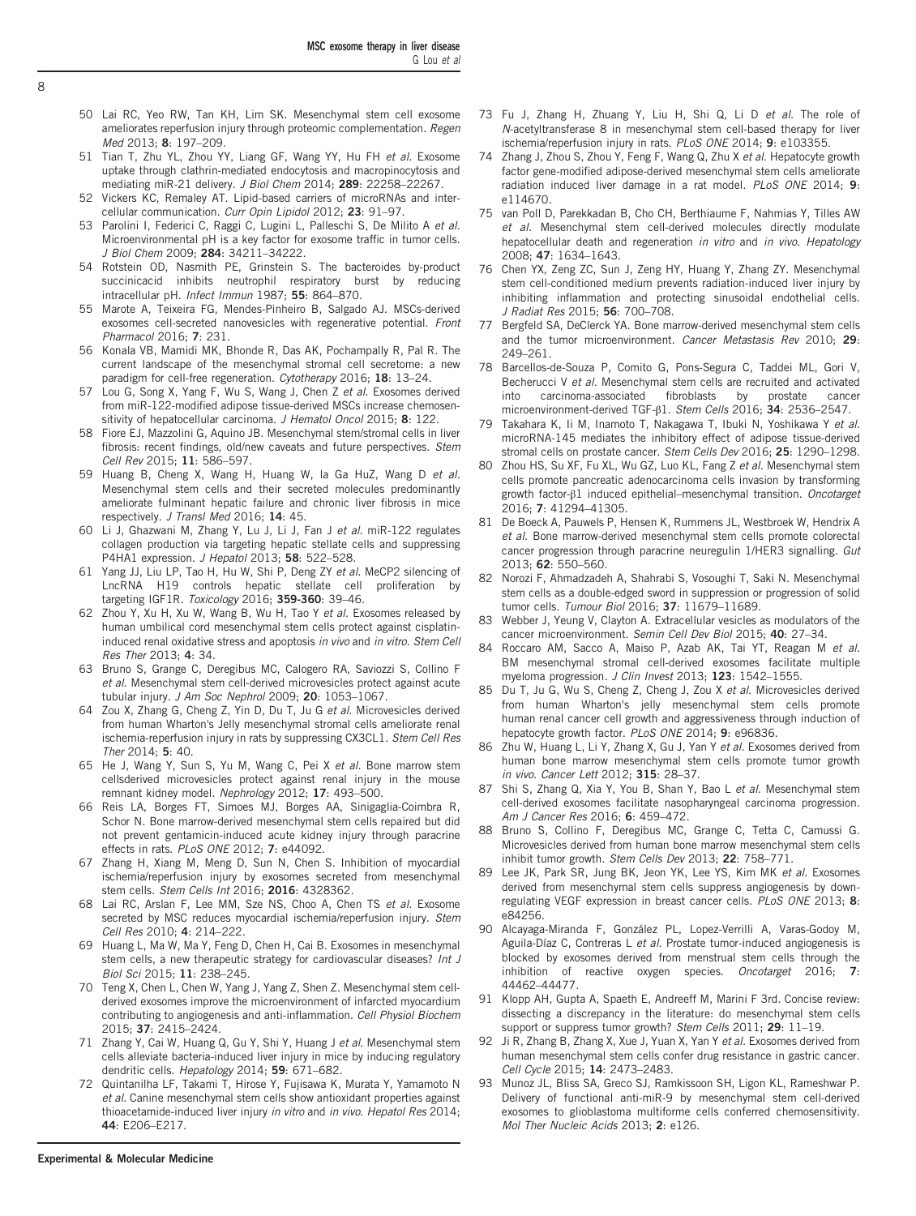50 Lai RC, Yeo RW, Tan KH, Lim SK. Mesenchymal stem cell exosome ameliorates reperfusion injury through proteomic complementation. *Regen Med* 2013; **8**: 197–209.

51 Tian T, Zhu YL, Zhou YY, Liang GF, Wang YY, Hu FH *et al*. Exosome uptake through clathrin-mediated endocytosis and macropinocytosis and mediating miR-21 delivery. *J Biol Chem* 2014; **289**: 22258–22267.

52 Vickers KC, Remaley AT. Lipid-based carriers of microRNAs and intercellular communication. *Curr Opin Lipidol* 2012; **23**: 91–97.

53 Parolini I, Federici C, Raggi C, Lugini L, Palleschi S, De Milito A *et al*. Microenvironmental pH is a key factor for exosome traffic in tumor cells. *J Biol Chem* 2009; **284**: 34211–34222.

54 Rotstein OD, Nasmith PE, Grinstein S. The bacteroides by-product succinicacid inhibits neutrophil respiratory burst by reducing intracellular pH. *Infect Immun* 1987; **55**: 864–870.

55 Marote A, Teixeira FG, Mendes-Pinheiro B, Salgado AJ. MSCs-derived exosomes cell-secreted nanovesicles with regenerative potential. *Front Pharmacol* 2016; **7**: 231.

56 Konala VB, Mamidi MK, Bhonde R, Das AK, Pochampally R, Pal R. The current landscape of the mesenchymal stromal cell secretome: a new paradigm for cell-free regeneration. *Cytotherapy* 2016; **18**: 13–24.

57 Lou G, Song X, Yang F, Wu S, Wang J, Chen Z *et al*. Exosomes derived from miR-122-modified adipose tissue-derived MSCs increase chemosensitivity of hepatocellular carcinoma. *J Hematol Oncol* 2015; **8**: 122.

58 Fiore EJ, Mazzolini G, Aquino JB. Mesenchymal stem/stromal cells in liver fibrosis: recent findings, old/new caveats and future perspectives. *Stem Cell Rev* 2015; **11**: 586–597.

59 Huang B, Cheng X, Wang H, Huang W, la Ga HuZ, Wang D *et al*. Mesenchymal stem cells and their secreted molecules predominantly ameliorate fulminant hepatic failure and chronic liver fibrosis in mice respectively. *J Transl Med* 2016; **14**: 45.

60 Li J, Ghazwani M, Zhang Y, Lu J, Li J, Fan J *et al*. miR-122 regulates collagen production via targeting hepatic stellate cells and suppressing P4HA1 expression. *J Hepatol* 2013; **58**: 522–528.

61 Yang JJ, Liu LP, Tao H, Hu W, Shi P, Deng ZY *et al*. MeCP2 silencing of LncRNA H19 controls hepatic stellate cell proliferation by targeting IGF1R. *Toxicology* 2016; **359-360**: 39–46.

62 Zhou Y, Xu H, Xu W, Wang B, Wu H, Tao Y *et al*. Exosomes released by human umbilical cord mesenchymal stem cells protect against cisplatin-induced renal oxidative stress and apoptosis *in vivo* and *in vitro*. *Stem Cell Res Ther* 2013; **4**: 34.

63 Bruno S, Grange C, Deregibus MC, Calogero RA, Saviozzi S, Collino F *et al*. Mesenchymal stem cell-derived microvesicles protect against acute tubular injury. *J Am Soc Nephrol* 2009; **20**: 1053–1067.

64 Zou X, Zhang G, Cheng Z, Yin D, Du T, Ju G *et al*. Microvesicles derived from human Wharton's Jelly mesenchymal stromal cells ameliorate renal ischemia-reperfusion injury in rats by suppressing CX3CL1. *Stem Cell Res Ther* 2014; **5**: 40.

65 He J, Wang Y, Sun S, Yu M, Wang C, Pei X *et al*. Bone marrow stem cellsderived microvesicles protect against renal injury in the mouse remnant kidney model. *Nephrology* 2012; **17**: 493–500.

66 Reis LA, Borges FT, Simoes MJ, Borges AA, Sinigaglia-Coimbra R, Schor N. Bone marrow-derived mesenchymal stem cells repaired but did not prevent gentamicin-induced acute kidney injury through paracrine effects in rats. *PLoS ONE* 2012; **7**: e44092.

67 Zhang H, Xiang M, Meng D, Sun N, Chen S. Inhibition of myocardial ischemia/reperfusion injury by exosomes secreted from mesenchymal stem cells. *Stem Cells Int* 2016; **2016**: 4328362.

68 Lai RC, Arslan F, Lee MM, Sze NS, Choo A, Chen TS *et al*. Exosome secreted by MSC reduces myocardial ischemia/reperfusion injury. *Stem Cell Res* 2010; **4**: 214–222.

69 Huang L, Ma W, Ma Y, Feng D, Chen H, Cai B. Exosomes in mesenchymal stem cells, a new therapeutic strategy for cardiovascular diseases? *Int J Biol Sci* 2015; **11**: 238–245.

70 Teng X, Chen L, Chen W, Yang J, Yang Z, Shen Z. Mesenchymal stem cell-derived exosomes improve the microenvironment of infarcted myocardium contributing to angiogenesis and anti-inflammation. *Cell Physiol Biochem* 2015; **37**: 2415–2424.

71 Zhang Y, Cai W, Huang Q, Gu Y, Shi Y, Huang J *et al*. Mesenchymal stem cells alleviate bacteria-induced liver injury in mice by inducing regulatory dendritic cells. *Hepatology* 2014; **59**: 671–682.

72 Quintanilha LF, Takami T, Hirose Y, Fujisawa K, Murata Y, Yamamoto N *et al*. Canine mesenchymal stem cells show antioxidant properties against thioacetamide-induced liver injury *in vitro* and *in vivo*. *Hepatol Res* 2014; **44**: E206–E217.

73 Fu J, Zhang H, Zhuang Y, Liu H, Shi Q, Li D *et al*. The role of *N*-acetyltransferase 8 in mesenchymal stem cell-based therapy for liver ischemia/reperfusion injury in rats. *PLoS ONE* 2014; **9**: e103355.

74 Zhang J, Zhou S, Zhou Y, Feng F, Wang Q, Zhu X *et al*. Hepatocyte growth factor gene-modified adipose-derived mesenchymal stem cells ameliorate radiation induced liver damage in a rat model. *PLoS ONE* 2014; **9**: e114670.

75 van Poll D, Parekkadan B, Cho CH, Berthiaume F, Nahmias Y, Tilles AW *et al*. Mesenchymal stem cell-derived molecules directly modulate hepatocellular death and regeneration *in vitro* and *in vivo*. *Hepatology* 2008; **47**: 1634–1643.

76 Chen YX, Zeng ZC, Sun J, Zeng HY, Huang Y, Zhang ZY. Mesenchymal stem cell-conditioned medium prevents radiation-induced liver injury by inhibiting inflammation and protecting sinusoidal endothelial cells. *J Radiat Res* 2015; **56**: 700–708.

77 Bergfeld SA, DeClerck YA. Bone marrow-derived mesenchymal stem cells and the tumor microenvironment. *Cancer Metastasis Rev* 2010; **29**: 249–261.

78 Barcellos-de-Souza P, Comito G, Pons-Segura C, Taddei ML, Gori V, Becherucci V *et al*. Mesenchymal stem cells are recruited and activated into carcinoma-associated fibroblasts by prostate cancer microenvironment-derived TGF-β1. *Stem Cells* 2016; **34**: 2536–2547.

79 Takahara K, Ii M, Inamoto T, Nakagawa T, Ibuki N, Yoshikawa Y *et al*. microRNA-145 mediates the inhibitory effect of adipose tissue-derived stromal cells on prostate cancer. *Stem Cells Dev* 2016; **25**: 1290–1298.

80 Zhou HS, Su XF, Fu XL, Wu GZ, Luo KL, Fang Z *et al*. Mesenchymal stem cells promote pancreatic adenocarcinoma cells invasion by transforming growth factor-β1 induced epithelial–mesenchymal transition. *Oncotarget* 2016; **7**: 41294–41305.

81 De Boeck A, Pauwels P, Hensen K, Rummens JL, Westbroek W, Hendrix A *et al*. Bone marrow-derived mesenchymal stem cells promote colorectal cancer progression through paracrine neuregulin 1/HER3 signalling. *Gut* 2013; **62**: 550–560.

82 Norozi F, Ahmadzadeh A, Shahrabi S, Vosoughi T, Saki N. Mesenchymal stem cells as a double-edged sword in suppression or progression of solid tumor cells. *Tumour Biol* 2016; **37**: 11679–11689.

83 Webber J, Yeung V, Clayton A. Extracellular vesicles as modulators of the cancer microenvironment. *Semin Cell Dev Biol* 2015; **40**: 27–34.

84 Roccaro AM, Sacco A, Maiso P, Azab AK, Tai YT, Reagan M *et al*. BM mesenchymal stromal cell-derived exosomes facilitate multiple myeloma progression. *J Clin Invest* 2013; **123**: 1542–1555.

85 Du T, Ju G, Wu S, Cheng Z, Cheng J, Zou X *et al*. Microvesicles derived from human Wharton's jelly mesenchymal stem cells promote human renal cancer cell growth and aggressiveness through induction of hepatocyte growth factor. *PLoS ONE* 2014; **9**: e96836.

86 Zhu W, Huang L, Li Y, Zhang X, Gu J, Yan Y *et al*. Exosomes derived from human bone marrow mesenchymal stem cells promote tumor growth *in vivo*. *Cancer Lett* 2012; **315**: 28–37.

87 Shi S, Zhang Q, Xia Y, You B, Shan Y, Bao L *et al*. Mesenchymal stem cell-derived exosomes facilitate nasopharyngeal carcinoma progression. *Am J Cancer Res* 2016; **6**: 459–472.

88 Bruno S, Collino F, Deregibus MC, Grange C, Tetta C, Camussi G. Microvesicles derived from human bone marrow mesenchymal stem cells inhibit tumor growth. *Stem Cells Dev* 2013; **22**: 758–771.

89 Lee JK, Park SR, Jung BK, Jeon YK, Lee YS, Kim MK *et al*. Exosomes derived from mesenchymal stem cells suppress angiogenesis by down-regulating VEGF expression in breast cancer cells. *PLoS ONE* 2013; **8**: e84256.

90 Alcayaga-Miranda F, González PL, Lopez-Verrilli A, Varas-Godoy M, Aguila-Díaz C, Contreras L *et al*. Prostate tumor-induced angiogenesis is blocked by exosomes derived from menstrual stem cells through the inhibition of reactive oxygen species. *Oncotarget* 2016; **7**: 44462–44477.

91 Klopp AH, Gupta A, Spaeth E, Andreeff M, Marini F 3rd. Concise review: dissecting a discrepancy in the literature: do mesenchymal stem cells support or suppress tumor growth? *Stem Cells* 2011; **29**: 11–19.

92 Ji R, Zhang B, Zhang X, Xue J, Yuan X, Yan Y *et al*. Exosomes derived from human mesenchymal stem cells confer drug resistance in gastric cancer. *Cell Cycle* 2015; **14**: 2473–2483.

93 Munoz JL, Bliss SA, Greco SJ, Ramkissoon SH, Ligon KL, Rameshwar P. Delivery of functional anti-miR-9 by mesenchymal stem cell-derived exosomes to glioblastoma multiforme cells conferred chemosensitivity. *Mol Ther Nucleic Acids* 2013; **2**: e126.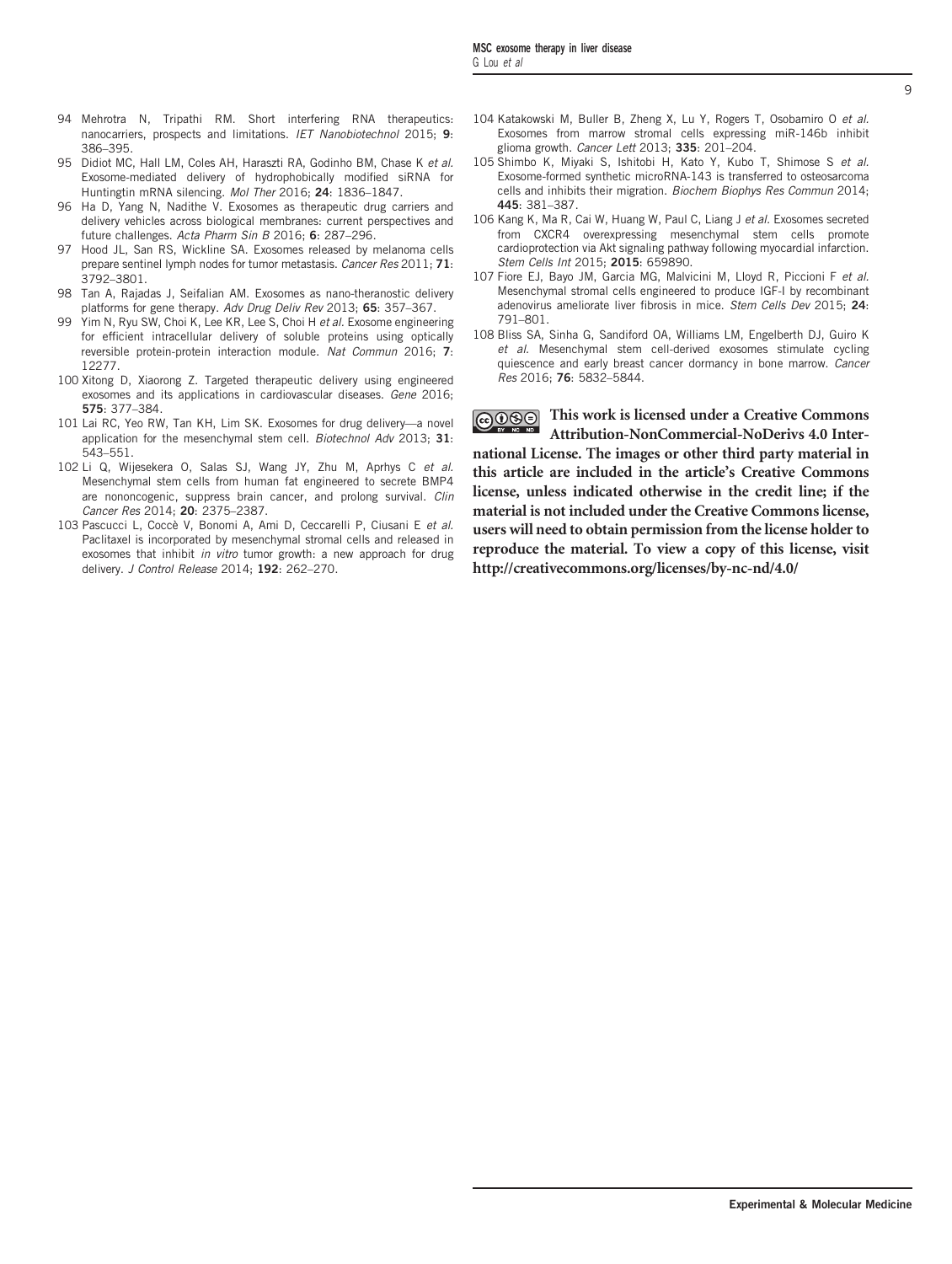94 Mehrotra N, Tripathi RM. Short interfering RNA therapeutics: nanocarriers, prospects and limitations. *IET Nanobiotechnol* 2015; **9**: 386–395.

95 Didiot MC, Hall LM, Coles AH, Haraszti RA, Godinho BM, Chase K *et al.* Exosome-mediated delivery of hydrophobically modified siRNA for Huntingtin mRNA silencing. *Mol Ther* 2016; **24**: 1836–1847.

96 Ha D, Yang N, Nadithe V. Exosomes as therapeutic drug carriers and delivery vehicles across biological membranes: current perspectives and future challenges. *Acta Pharm Sin B* 2016; **6**: 287–296.

97 Hood JL, San RS, Wickline SA. Exosomes released by melanoma cells prepare sentinel lymph nodes for tumor metastasis. *Cancer Res* 2011; **71**: 3792–3801.

98 Tan A, Rajadas J, Seifalian AM. Exosomes as nano-theranostic delivery platforms for gene therapy. *Adv Drug Deliv Rev* 2013; **65**: 357–367.

99 Yim N, Ryu SW, Choi K, Lee KR, Lee S, Choi H *et al.* Exosome engineering for efficient intracellular delivery of soluble proteins using optically reversible protein-protein interaction module. *Nat Commun* 2016; **7**: 12277.

100 Xitong D, Xiaorong Z. Targeted therapeutic delivery using engineered exosomes and its applications in cardiovascular diseases. *Gene* 2016; **575**: 377–384.

101 Lai RC, Yeo RW, Tan KH, Lim SK. Exosomes for drug delivery—a novel application for the mesenchymal stem cell. *Biotechnol Adv* 2013; **31**: 543–551.

102 Li Q, Wijesekera O, Salas SJ, Wang JY, Zhu M, Aprhys C *et al.* Mesenchymal stem cells from human fat engineered to secrete BMP4 are nononcogenic, suppress brain cancer, and prolong survival. *Clin Cancer Res* 2014; **20**: 2375–2387.

103 Pascucci L, Coccè V, Bonomi A, Ami D, Ceccarelli P, Ciusani E *et al.* Paclitaxel is incorporated by mesenchymal stromal cells and released in exosomes that inhibit *in vitro* tumor growth: a new approach for drug delivery. *J Control Release* 2014; **192**: 262–270.

104 Katakowski M, Buller B, Zheng X, Lu Y, Rogers T, Osobamiro O *et al.* Exosomes from marrow stromal cells expressing miR-146b inhibit glioma growth. *Cancer Lett* 2013; **335**: 201–204.

105 Shimbo K, Miyaki S, Ishitobi H, Kato Y, Kubo T, Shimose S *et al.* Exosome-formed synthetic microRNA-143 is transferred to osteosarcoma cells and inhibits their migration. *Biochem Biophys Res Commun* 2014; **445**: 381–387.

106 Kang K, Ma R, Cai W, Huang W, Paul C, Liang J *et al.* Exosomes secreted from CXCR4 overexpressing mesenchymal stem cells promote cardioprotection via Akt signaling pathway following myocardial infarction. *Stem Cells Int* 2015; **2015**: 659890.

107 Fiore EJ, Bayo JM, Garcia MG, Malvicini M, Lloyd R, Piccioni F *et al.* Mesenchymal stromal cells engineered to produce IGF-I by recombinant adenovirus ameliorate liver fibrosis in mice. *Stem Cells Dev* 2015; **24**: 791–801.

108 Bliss SA, Sinha G, Sandiford OA, Williams LM, Engelberth DJ, Guiro K *et al.* Mesenchymal stem cell-derived exosomes stimulate cycling quiescence and early breast cancer dormancy in bone marrow. *Cancer Res* 2016; **76**: 5832–5844.

**This work is licensed under a Creative Commons Attribution-NonCommercial-NoDerivs 4.0 International License. The images or other third party material in this article are included in the article's Creative Commons license, unless indicated otherwise in the credit line; if the material is not included under the Creative Commons license, users will need to obtain permission from the license holder to reproduce the material. To view a copy of this license, visit http://creativecommons.org/licenses/by-nc-nd/4.0/**